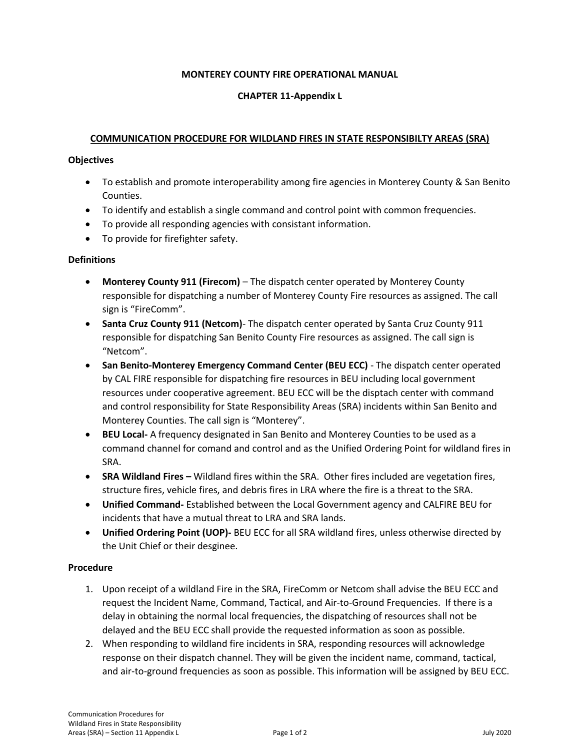**MONTEREY COUNTY FIRE OPERATIONAL MANUAL**

**CHAPTER 11-Appendix L**

## COMMUNICATION PROCEDURE FOR WILDLAND FIRES IN STATE RESPONSIBILTY AREAS (SRA)

### Objectives

- To establish and promote interoperability among fire agencies in Monterey County & San Benito Counties.
- To identify and establish a single command and control point with common frequencies.
- To provide all responding agencies with consistant information.
- To provide for firefighter safety.

### Definitions

- **Monterey County 911 (Firecom)** – The dispatch center operated by Monterey County responsible for dispatching a number of Monterey County Fire resources as assigned. The call sign is "FireComm".
- **Santa Cruz County 911 (Netcom)**- The dispatch center operated by Santa Cruz County 911 responsible for dispatching San Benito County Fire resources as assigned. The call sign is "Netcom".
- **San Benito-Monterey Emergency Command Center (BEU ECC)** - The dispatch center operated by CAL FIRE responsible for dispatching fire resources in BEU including local government resources under cooperative agreement. BEU ECC will be the disptach center with command and control responsibility for State Responsibility Areas (SRA) incidents within San Benito and Monterey Counties. The call sign is "Monterey".
- **BEU Local-** A frequency designated in San Benito and Monterey Counties to be used as a command channel for comand and control and as the Unified Ordering Point for wildland fires in SRA.
- **SRA Wildland Fires –** Wildland fires within the SRA. Other fires included are vegetation fires, structure fires, vehicle fires, and debris fires in LRA where the fire is a threat to the SRA.
- **Unified Command-** Established between the Local Government agency and CALFIRE BEU for incidents that have a mutual threat to LRA and SRA lands.
- **Unified Ordering Point (UOP)-** BEU ECC for all SRA wildland fires, unless otherwise directed by the Unit Chief or their desginee.

### Procedure

1. Upon receipt of a wildland Fire in the SRA, FireComm or Netcom shall advise the BEU ECC and request the Incident Name, Command, Tactical, and Air-to-Ground Frequencies. If there is a delay in obtaining the normal local frequencies, the dispatching of resources shall not be delayed and the BEU ECC shall provide the requested information as soon as possible.
2. When responding to wildland fire incidents in SRA, responding resources will acknowledge response on their dispatch channel. They will be given the incident name, command, tactical, and air-to-ground frequencies as soon as possible. This information will be assigned by BEU ECC.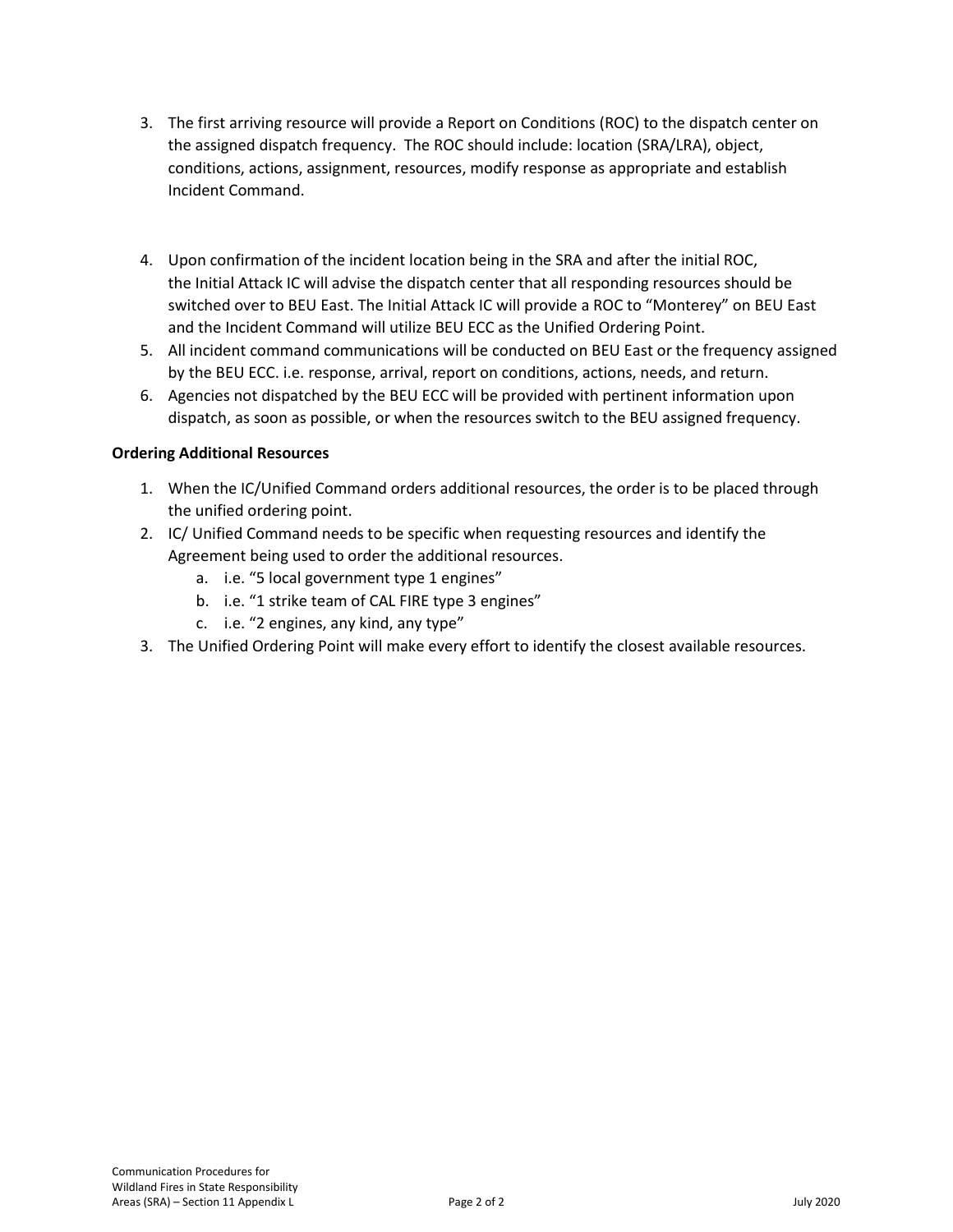3. The first arriving resource will provide a Report on Conditions (ROC) to the dispatch center on the assigned dispatch frequency. The ROC should include: location (SRA/LRA), object, conditions, actions, assignment, resources, modify response as appropriate and establish Incident Command.

4. Upon confirmation of the incident location being in the SRA and after the initial ROC, the Initial Attack IC will advise the dispatch center that all responding resources should be switched over to BEU East. The Initial Attack IC will provide a ROC to "Monterey" on BEU East and the Incident Command will utilize BEU ECC as the Unified Ordering Point.
5. All incident command communications will be conducted on BEU East or the frequency assigned by the BEU ECC. i.e. response, arrival, report on conditions, actions, needs, and return.
6. Agencies not dispatched by the BEU ECC will be provided with pertinent information upon dispatch, as soon as possible, or when the resources switch to the BEU assigned frequency.

**Ordering Additional Resources**

1. When the IC/Unified Command orders additional resources, the order is to be placed through the unified ordering point.
2. IC/ Unified Command needs to be specific when requesting resources and identify the Agreement being used to order the additional resources.
   a. i.e. "5 local government type 1 engines"
   b. i.e. "1 strike team of CAL FIRE type 3 engines"
   c. i.e. "2 engines, any kind, any type"
3. The Unified Ordering Point will make every effort to identify the closest available resources.